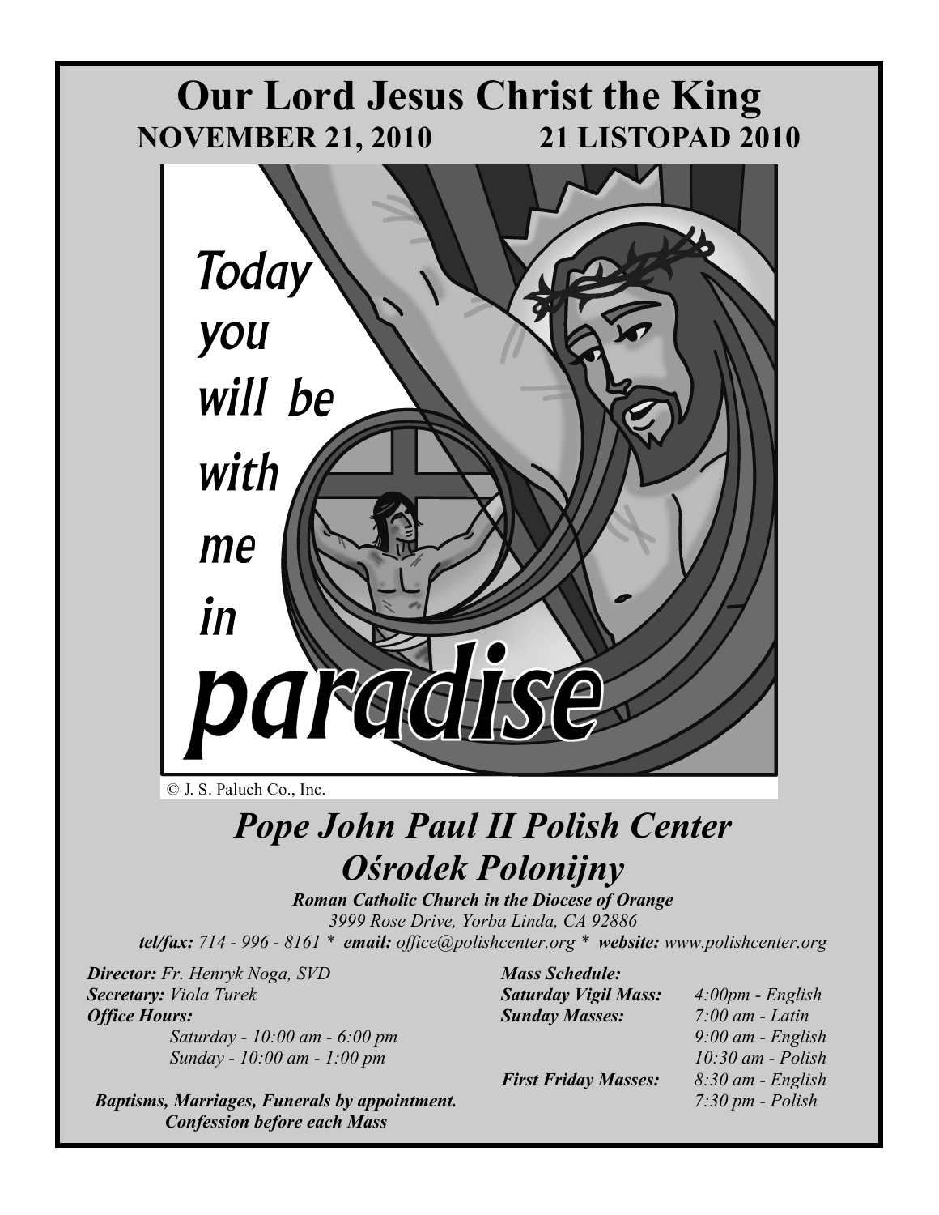# Our Lord Jesus Christ the King

## NOVEMBER 21, 2010 — 21 LISTOPAD 2010

Today you will be with me in paradise

© J. S. Paluch Co., Inc.

# *Pope John Paul II Polish Center*
# *Ośrodek Polonijny*

***Roman Catholic Church in the Diocese of Orange***

*3999 Rose Drive, Yorba Linda, CA 92886*

***tel/fax:*** *714 - 996 - 8161* * ***email:*** *office@polishcenter.org* * ***website:*** *www.polishcenter.org*

***Director:*** *Fr. Henryk Noga, SVD*

***Secretary:*** *Viola Turek*

***Office Hours:***

*Saturday - 10:00 am - 6:00 pm*

*Sunday - 10:00 am - 1:00 pm*

***Baptisms, Marriages, Funerals by appointment.***

***Confession before each Mass***

***Mass Schedule:***

| | |
|---|---|
| ***Saturday Vigil Mass:*** | *4:00pm - English* |
| ***Sunday Masses:*** | *7:00 am - Latin* |
| | *9:00 am - English* |
| | *10:30 am - Polish* |
| ***First Friday Masses:*** | *8:30 am - English* |
| | *7:30 pm - Polish* |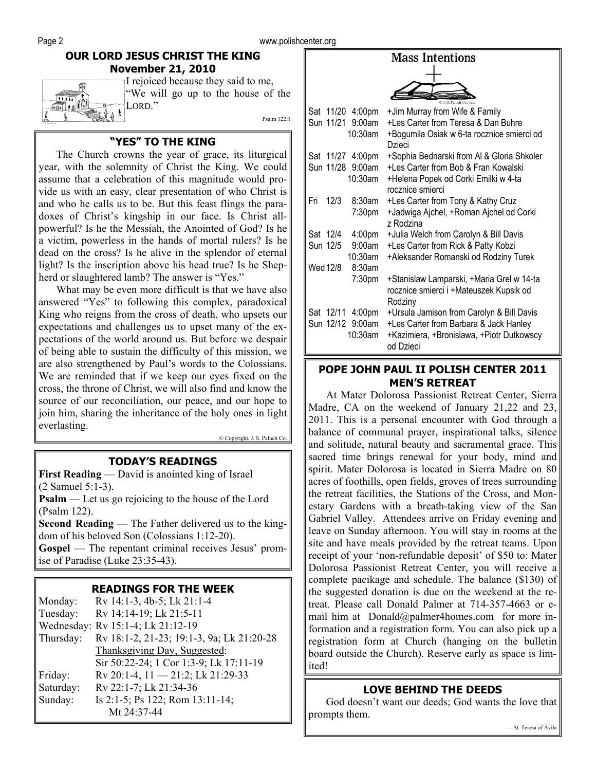## OUR LORD JESUS CHRIST THE KING
### November 21, 2010

I rejoiced because they said to me,
"We will go up to the house of the LORD."

Psalm 122:1

### "YES" TO THE KING

The Church crowns the year of grace, its liturgical year, with the solemnity of Christ the King. We could assume that a celebration of this magnitude would provide us with an easy, clear presentation of who Christ is and who he calls us to be. But this feast flings the paradoxes of Christ's kingship in our face. Is Christ all-powerful? Is he the Messiah, the Anointed of God? Is he a victim, powerless in the hands of mortal rulers? Is he dead on the cross? Is he alive in the splendor of eternal light? Is the inscription above his head true? Is he Shepherd or slaughtered lamb? The answer is "Yes."

What may be even more difficult is that we have also answered "Yes" to following this complex, paradoxical King who reigns from the cross of death, who upsets our expectations and challenges us to upset many of the expectations of the world around us. But before we despair of being able to sustain the difficulty of this mission, we are also strengthened by Paul's words to the Colossians. We are reminded that if we keep our eyes fixed on the cross, the throne of Christ, we will also find and know the source of our reconciliation, our peace, and our hope to join him, sharing the inheritance of the holy ones in light everlasting.

© Copyright, J. S. Paluch Co.

### TODAY'S READINGS

**First Reading** — David is anointed king of Israel (2 Samuel 5:1-3).

**Psalm** — Let us go rejoicing to the house of the Lord (Psalm 122).

**Second Reading** — The Father delivered us to the kingdom of his beloved Son (Colossians 1:12-20).

**Gospel** — The repentant criminal receives Jesus' promise of Paradise (Luke 23:35-43).

### READINGS FOR THE WEEK

| | |
|---|---|
| Monday: | Rv 14:1-3, 4b-5; Lk 21:1-4 |
| Tuesday: | Rv 14:14-19; Lk 21:5-11 |
| Wednesday: | Rv 15:1-4; Lk 21:12-19 |
| Thursday: | Rv 18:1-2, 21-23; 19:1-3, 9a; Lk 21:20-28 |
| | Thanksgiving Day, Suggested: Sir 50:22-24; 1 Cor 1:3-9; Lk 17:11-19 |
| Friday: | Rv 20:1-4, 11 — 21:2; Lk 21:29-33 |
| Saturday: | Rv 22:1-7; Lk 21:34-36 |
| Sunday: | Is 2:1-5; Ps 122; Rom 13:11-14; Mt 24:37-44 |

### Mass Intentions

| | | |
|---|---|---|
| Sat 11/20 | 4:00pm | +Jim Murray from Wife & Family |
| Sun 11/21 | 9:00am | +Les Carter from Teresa & Dan Buhre |
| | 10:30am | +Bogumila Osiak w 6-ta rocznice smierci od Dzieci |
| Sat 11/27 | 4:00pm | +Sophia Bednarski from Al & Gloria Shkoler |
| Sun 11/28 | 9:00am | +Les Carter from Bob & Fran Kowalski |
| | 10:30am | +Helena Popek od Corki Emilki w 4-ta rocznice smierci |
| Fri 12/3 | 8:30am | +Les Carter from Tony & Kathy Cruz |
| | 7:30pm | +Jadwiga Ajchel, +Roman Ajchel od Corki z Rodzina |
| Sat 12/4 | 4:00pm | +Julia Welch from Carolyn & Bill Davis |
| Sun 12/5 | 9:00am | +Les Carter from Rick & Patty Kobzi |
| | 10:30am | +Aleksander Romanski od Rodziny Turek |
| Wed 12/8 | 8:30am | |
| | 7:30pm | +Stanislaw Lamparski, +Maria Grel w 14-ta rocznice smierci i +Mateuszek Kupsik od Rodziny |
| Sat 12/11 | 4:00pm | +Ursula Jamison from Carolyn & Bill Davis |
| Sun 12/12 | 9:00am | +Les Carter from Barbara & Jack Hanley |
| | 10:30am | +Kazimiera, +Bronislawa, +Piotr Dutkowscy od Dzieci |

### POPE JOHN PAUL II POLISH CENTER 2011 MEN'S RETREAT

At Mater Dolorosa Passionist Retreat Center, Sierra Madre, CA on the weekend of January 21,22 and 23, 2011. This is a personal encounter with God through a balance of communal prayer, inspirational talks, silence and solitude, natural beauty and sacramental grace. This sacred time brings renewal for your body, mind and spirit. Mater Dolorosa is located in Sierra Madre on 80 acres of foothills, open fields, groves of trees surrounding the retreat facilities, the Stations of the Cross, and Monestary Gardens with a breath-taking view of the San Gabriel Valley. Attendees arrive on Friday evening and leave on Sunday afternoon. You will stay in rooms at the site and have meals provided by the retreat teams. Upon receipt of your 'non-refundable deposit' of $50 to: Mater Dolorosa Passionist Retreat Center, you will receive a complete pacikage and schedule. The balance ($130) of the suggested donation is due on the weekend at the retreat. Please call Donald Palmer at 714-357-4663 or e-mail him at Donald@palmer4homes.com for more information and a registration form. You can also pick up a registration form at Church (hanging on the bulletin board outside the Church). Reserve early as space is limited!

### LOVE BEHIND THE DEEDS

God doesn't want our deeds; God wants the love that prompts them.

—St. Teresa of Ávila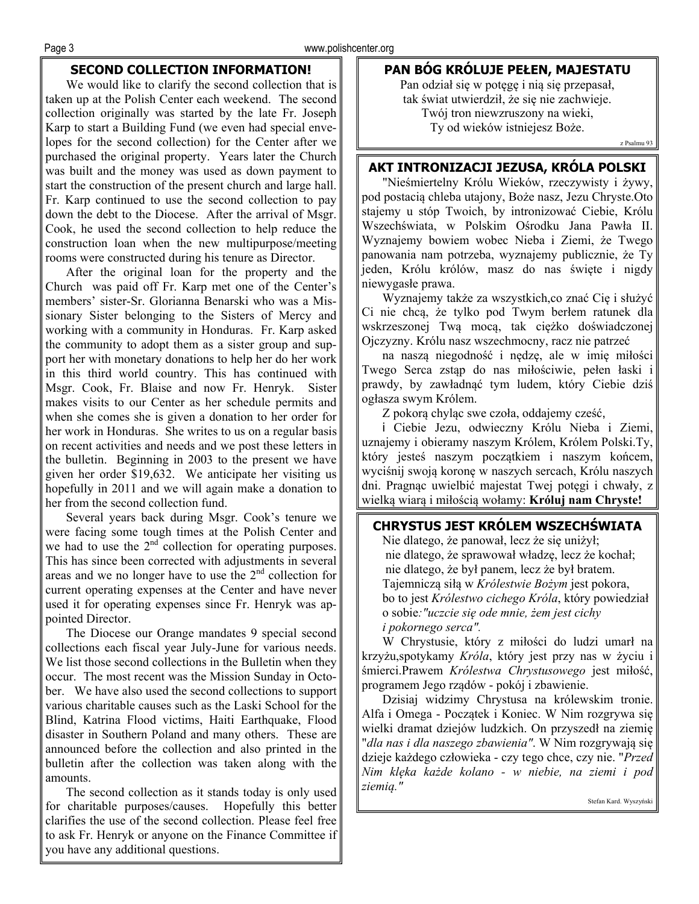## SECOND COLLECTION INFORMATION!

We would like to clarify the second collection that is taken up at the Polish Center each weekend. The second collection originally was started by the late Fr. Joseph Karp to start a Building Fund (we even had special envelopes for the second collection) for the Center after we purchased the original property. Years later the Church was built and the money was used as down payment to start the construction of the present church and large hall. Fr. Karp continued to use the second collection to pay down the debt to the Diocese. After the arrival of Msgr. Cook, he used the second collection to help reduce the construction loan when the new multipurpose/meeting rooms were constructed during his tenure as Director.

After the original loan for the property and the Church was paid off Fr. Karp met one of the Center's members' sister-Sr. Glorianna Benarski who was a Missionary Sister belonging to the Sisters of Mercy and working with a community in Honduras. Fr. Karp asked the community to adopt them as a sister group and support her with monetary donations to help her do her work in this third world country. This has continued with Msgr. Cook, Fr. Blaise and now Fr. Henryk. Sister makes visits to our Center as her schedule permits and when she comes she is given a donation to her order for her work in Honduras. She writes to us on a regular basis on recent activities and needs and we post these letters in the bulletin. Beginning in 2003 to the present we have given her order $19,632. We anticipate her visiting us hopefully in 2011 and we will again make a donation to her from the second collection fund.

Several years back during Msgr. Cook's tenure we were facing some tough times at the Polish Center and we had to use the 2nd collection for operating purposes. This has since been corrected with adjustments in several areas and we no longer have to use the 2nd collection for current operating expenses at the Center and have never used it for operating expenses since Fr. Henryk was appointed Director.

The Diocese our Orange mandates 9 special second collections each fiscal year July-June for various needs. We list those second collections in the Bulletin when they occur. The most recent was the Mission Sunday in October. We have also used the second collections to support various charitable causes such as the Laski School for the Blind, Katrina Flood victims, Haiti Earthquake, Flood disaster in Southern Poland and many others. These are announced before the collection and also printed in the bulletin after the collection was taken along with the amounts.

The second collection as it stands today is only used for charitable purposes/causes. Hopefully this better clarifies the use of the second collection. Please feel free to ask Fr. Henryk or anyone on the Finance Committee if you have any additional questions.

## PAN BÓG KRÓLUJE PEŁEN, MAJESTATU

Pan odział się w potęgę i nią się przepasał,
tak świat utwierdził, że się nie zachwieje.
Twój tron niewzruszony na wieki,
Ty od wieków istniejesz Boże.

z Psalmu 93

## AKT INTRONIZACJI JEZUSA, KRÓLA POLSKI

"Nieśmiertelny Królu Wieków, rzeczywisty i żywy, pod postacią chleba utajony, Boże nasz, Jezu Chryste.Oto stajemy u stóp Twoich, by intronizować Ciebie, Królu Wszechświata, w Polskim Ośrodku Jana Pawła II. Wyznajemy bowiem wobec Nieba i Ziemi, że Twego panowania nam potrzeba, wyznajemy publicznie, że Ty jeden, Królu królów, masz do nas święte i nigdy niewygasłe prawa.

Wyznajemy także za wszystkich,co znać Cię i służyć Ci nie chcą, że tylko pod Twym berłem ratunek dla wskrzeszonej Twą mocą, tak ciężko doświadczonej Ojczyzny. Królu nasz wszechmocny, racz nie patrzeć

na naszą niegodność i nędzę, ale w imię miłości Twego Serca zstąp do nas miłościwie, pełen łaski i prawdy, by zawładnąć tym ludem, który Ciebie dziś ogłasza swym Królem.

Z pokorą chyląc swe czoła, oddajemy cześć,

i Ciebie Jezu, odwieczny Królu Nieba i Ziemi, uznajemy i obieramy naszym Królem, Królem Polski.Ty, który jesteś naszym początkiem i naszym końcem, wyciśnij swoją koronę w naszych sercach, Królu naszych dni. Pragnąc uwielbić majestat Twej potęgi i chwały, z wielką wiarą i miłością wołamy: **Króluj nam Chryste!**

## CHRYSTUS JEST KRÓLEM WSZECHŚWIATA

Nie dlatego, że panował, lecz że się uniżył;
nie dlatego, że sprawował władzę, lecz że kochał;
nie dlatego, że był panem, lecz że był bratem.
Tajemniczą siłą w *Królestwie Bożym* jest pokora,
bo to jest *Królestwo cichego Króla*, który powiedział
o sobie*:"uczcie się ode mnie, żem jest cichy
i pokornego serca".*

W Chrystusie, który z miłości do ludzi umarł na krzyżu,spotykamy *Króla*, który jest przy nas w życiu i śmierci.Prawem *Królestwa Chrystusowego* jest miłość, programem Jego rządów - pokój i zbawienie.

Dzisiaj widzimy Chrystusa na królewskim tronie. Alfa i Omega - Początek i Koniec. W Nim rozgrywa się wielki dramat dziejów ludzkich. On przyszedł na ziemię "*dla nas i dla naszego zbawienia"*. W Nim rozgrywają się dzieje każdego człowieka - czy tego chce, czy nie. "*Przed Nim klęka każde kolano - w niebie, na ziemi i pod ziemią."*

Stefan Kard. Wyszyński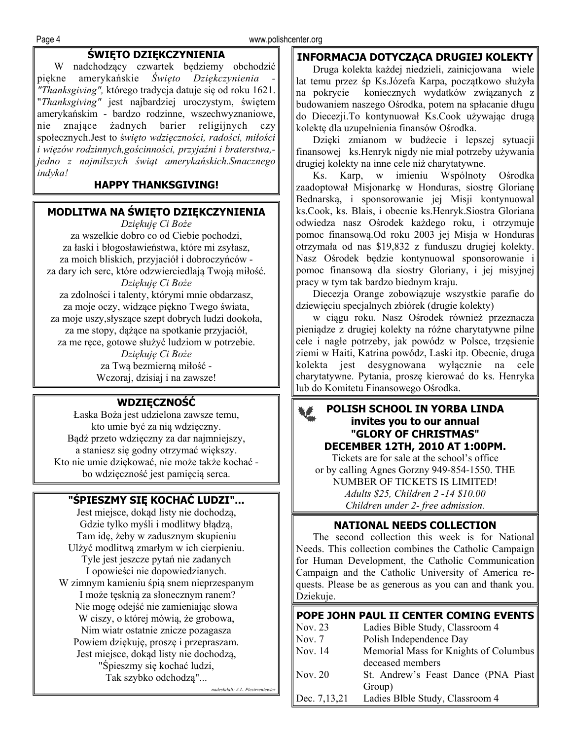## ŚWIĘTO DZIĘKCZYNIENIA

W nadchodzący czwartek będziemy obchodzić piękne amerykańskie *Święto Dziękczynienia - "Thanksgiving",* którego tradycja datuje się od roku 1621. "*Thanksgiving"* jest najbardziej uroczystym, świętem amerykańskim - bardzo rodzinne, wszechwyznaniowe, nie znające żadnych barier religijnych czy społecznych.Jest to *święto wdzięczności, radości, miłości i więzów rodzinnych,gościnności, przyjaźni i braterstwa,- jedno z najmilszych świąt amerykańskich.Smacznego indyka!*

**HAPPY THANKSGIVING!**

## MODLITWA NA ŚWIĘTO DZIĘKCZYNIENIA

*Dziękuję Ci Boże*
za wszelkie dobro co od Ciebie pochodzi,
za łaski i błogosławieństwa, które mi zsyłasz,
za moich bliskich, przyjaciół i dobroczyńców -
za dary ich serc, które odzwierciedlają Twoją miłość.
*Dziękuję Ci Boże*
za zdolności i talenty, którymi mnie obdarzasz,
za moje oczy, widzące piękno Twego świata,
za moje uszy,słyszące szept dobrych ludzi dookoła,
za me stopy, dążące na spotkanie przyjaciół,
za me ręce, gotowe służyć ludziom w potrzebie.
*Dziękuję Ci Boże*
za Twą bezmierną miłość -
Wczoraj, dzisiaj i na zawsze!

## WDZIĘCZNOŚĆ

Łaska Boża jest udzielona zawsze temu,
kto umie być za nią wdzięczny.
Bądź przeto wdzięczny za dar najmniejszy,
a staniesz się godny otrzymać większy.
Kto nie umie dziękować, nie może także kochać -
bo wdzięczność jest pamięcią serca.

## "ŚPIESZMY SIĘ KOCHAĆ LUDZI"...

Jest miejsce, dokąd listy nie dochodzą,
Gdzie tylko myśli i modlitwy błądzą,
Tam idę, żeby w zadusznym skupieniu
Ulżyć modlitwą zmarłym w ich cierpieniu.
Tyle jest jeszcze pytań nie zadanych
I opowieści nie dopowiedzianych.
W zimnym kamieniu śpią snem nieprzespanym
I może tęsknią za słonecznym ranem?
Nie mogę odejść nie zamieniając słowa
W ciszy, o której mówią, że grobowa,
Nim wiatr ostatnie znicze pozagasza
Powiem dziękuję, proszę i przepraszam.
Jest miejsce, dokąd listy nie dochodzą,
"Śpieszmy się kochać ludzi,
Tak szybko odchodzą"...

*nadesłałali: A.L. Piestrzeniewicz*

## INFORMACJA DOTYCZĄCA DRUGIEJ KOLEKTY

Druga kolekta każdej niedzieli, zainicjowana wiele lat temu przez śp Ks.Józefa Karpa, początkowo służyła na pokrycie koniecznych wydatków związanych z budowaniem naszego Ośrodka, potem na spłacanie długu do Diecezji.To kontynuował Ks.Cook używając drugą kolektę dla uzupełnienia finansów Ośrodka.

Dzięki zmianom w budżecie i lepszej sytuacji finansowej ks.Henryk nigdy nie miał potrzeby używania drugiej kolekty na inne cele niż charytatywne.

Ks. Karp, w imieniu Wspólnoty Ośrodka zaadoptował Misjonarkę w Honduras, siostrę Glorianę Bednarską, i sponsorowanie jej Misji kontynuowal ks.Cook, ks. Blais, i obecnie ks.Henryk.Siostra Gloriana odwiedza nasz Ośrodek każdego roku, i otrzymuje pomoc finansową.Od roku 2003 jej Misja w Honduras otrzymała od nas $19,832 z funduszu drugiej kolekty. Nasz Ośrodek będzie kontynuowal sponsorowanie i pomoc finansową dla siostry Gloriany, i jej misyjnej pracy w tym tak bardzo biednym kraju.

Diecezja Orange zobowiązuje wszystkie parafie do dziewięciu specjalnych zbiórek (drugie kolekty)

w ciągu roku. Nasz Ośrodek również przeznacza pieniądze z drugiej kolekty na różne charytatywne pilne cele i nagłe potrzeby, jak powódz w Polsce, trzęsienie ziemi w Haiti, Katrina powódz, Laski itp. Obecnie, druga kolekta jest desygnowana wyłącznie na cele charytatywne. Pytania, proszę kierować do ks. Henryka lub do Komitetu Finansowego Ośrodka.

## POLISH SCHOOL IN YORBA LINDA invites you to our annual "GLORY OF CHRISTMAS" DECEMBER 12TH, 2010 AT 1:00PM.

Tickets are for sale at the school's office or by calling Agnes Gorzny 949-854-1550. THE NUMBER OF TICKETS IS LIMITED!
*Adults $25, Children 2 -14 $10.00*
*Children under 2- free admission.*

## NATIONAL NEEDS COLLECTION

The second collection this week is for National Needs. This collection combines the Catholic Campaign for Human Development, the Catholic Communication Campaign and the Catholic University of America requests. Please be as generous as you can and thank you. Dziekuje.

## POPE JOHN PAUL II CENTER COMING EVENTS

| | |
|---|---|
| Nov. 23 | Ladies Bible Study, Classroom 4 |
| Nov. 7 | Polish Independence Day |
| Nov. 14 | Memorial Mass for Knights of Columbus deceased members |
| Nov. 20 | St. Andrew's Feast Dance (PNA Piast Group) |
| Dec. 7,13,21 | Ladies Blble Study, Classroom 4 |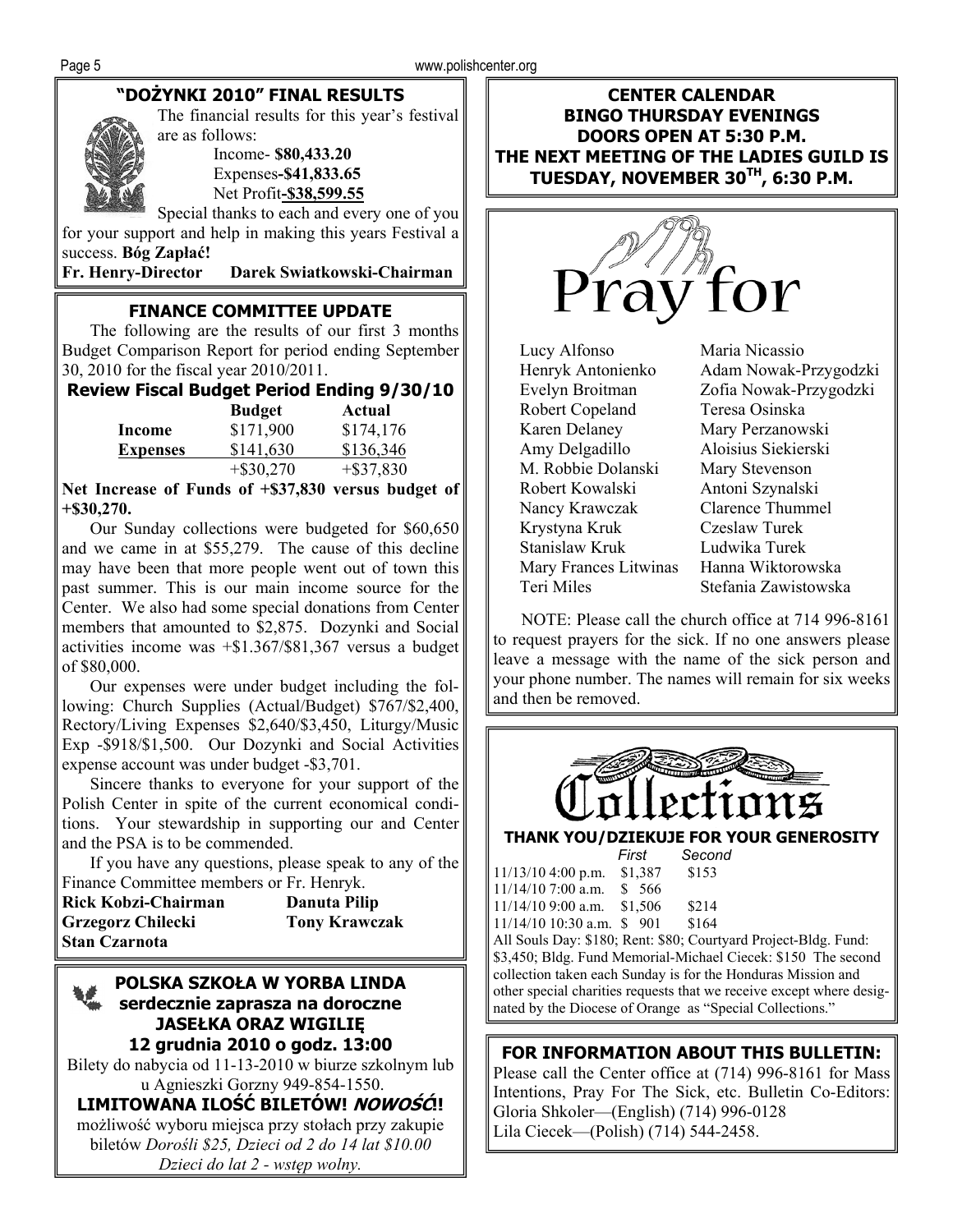## "DOŻYNKI 2010" FINAL RESULTS

The financial results for this year's festival are as follows:

Income- **$80,433.20**
Expenses**-$41,833.65**
Net Profit**-$38,599.55**

Special thanks to each and every one of you for your support and help in making this years Festival a success. **Bóg Zapłać!**

**Fr. Henry-Director Darek Swiatkowski-Chairman**

## FINANCE COMMITTEE UPDATE

The following are the results of our first 3 months Budget Comparison Report for period ending September 30, 2010 for the fiscal year 2010/2011.

### Review Fiscal Budget Period Ending 9/30/10

| | Budget | Actual |
|---|---|---|
| **Income** | $171,900 | $174,176 |
| **Expenses** | $141,630 | $136,346 |
| | +$30,270 | +$37,830 |

**Net Increase of Funds of +$37,830 versus budget of +$30,270.**

Our Sunday collections were budgeted for $60,650 and we came in at $55,279. The cause of this decline may have been that more people went out of town this past summer. This is our main income source for the Center. We also had some special donations from Center members that amounted to $2,875. Dozynki and Social activities income was +$1.367/$81,367 versus a budget of $80,000.

Our expenses were under budget including the following: Church Supplies (Actual/Budget) $767/$2,400, Rectory/Living Expenses $2,640/$3,450, Liturgy/Music Exp -$918/$1,500. Our Dozynki and Social Activities expense account was under budget -$3,701.

Sincere thanks to everyone for your support of the Polish Center in spite of the current economical conditions. Your stewardship in supporting our and Center and the PSA is to be commended.

If you have any questions, please speak to any of the Finance Committee members or Fr. Henryk.

**Rick Kobzi-Chairman** **Danuta Pilip**
**Grzegorz Chilecki** **Tony Krawczak**
**Stan Czarnota**

## POLSKA SZKOŁA W YORBA LINDA serdecznie zaprasza na doroczne JASEŁKA ORAZ WIGILIĘ 12 grudnia 2010 o godz. 13:00

Bilety do nabycia od 11-13-2010 w biurze szkolnym lub u Agnieszki Gorzny 949-854-1550.

**LIMITOWANA ILOŚĆ BILETÓW! *NOWOŚĆ*!**

możliwość wyboru miejsca przy stołach przy zakupie biletów *Dorośli $25, Dzieci od 2 do 14 lat $10.00*
*Dzieci do lat 2 - wstęp wolny.*

## CENTER CALENDAR

**BINGO THURSDAY EVENINGS**
**DOORS OPEN AT 5:30 P.M.**
**THE NEXT MEETING OF THE LADIES GUILD IS TUESDAY, NOVEMBER 30TH, 6:30 P.M.**

## Pray for

Lucy Alfonso
Henryk Antonienko
Evelyn Broitman
Robert Copeland
Karen Delaney
Amy Delgadillo
M. Robbie Dolanski
Robert Kowalski
Nancy Krawczak
Krystyna Kruk
Stanislaw Kruk
Mary Frances Litwinas
Teri Miles
Maria Nicassio
Adam Nowak-Przygodzki
Zofia Nowak-Przygodzki
Teresa Osinska
Mary Perzanowski
Aloisius Siekierski
Mary Stevenson
Antoni Szynalski
Clarence Thummel
Czeslaw Turek
Ludwika Turek
Hanna Wiktorowska
Stefania Zawistowska

NOTE: Please call the church office at 714 996-8161 to request prayers for the sick. If no one answers please leave a message with the name of the sick person and your phone number. The names will remain for six weeks and then be removed.

## Collections

**THANK YOU/DZIEKUJE FOR YOUR GENEROSITY**

| | *First* | *Second* |
|---|---|---|
| 11/13/10 4:00 p.m. | $1,387 | $153 |
| 11/14/10 7:00 a.m. | $ 566 | |
| 11/14/10 9:00 a.m. | $1,506 | $214 |
| 11/14/10 10:30 a.m. | $ 901 | $164 |

All Souls Day: $180; Rent: $80; Courtyard Project-Bldg. Fund: $3,450; Bldg. Fund Memorial-Michael Ciecek: $150 The second collection taken each Sunday is for the Honduras Mission and other special charities requests that we receive except where designated by the Diocese of Orange as "Special Collections."

## FOR INFORMATION ABOUT THIS BULLETIN:

Please call the Center office at (714) 996-8161 for Mass Intentions, Pray For The Sick, etc. Bulletin Co-Editors: Gloria Shkoler—(English) (714) 996-0128
Lila Ciecek—(Polish) (714) 544-2458.